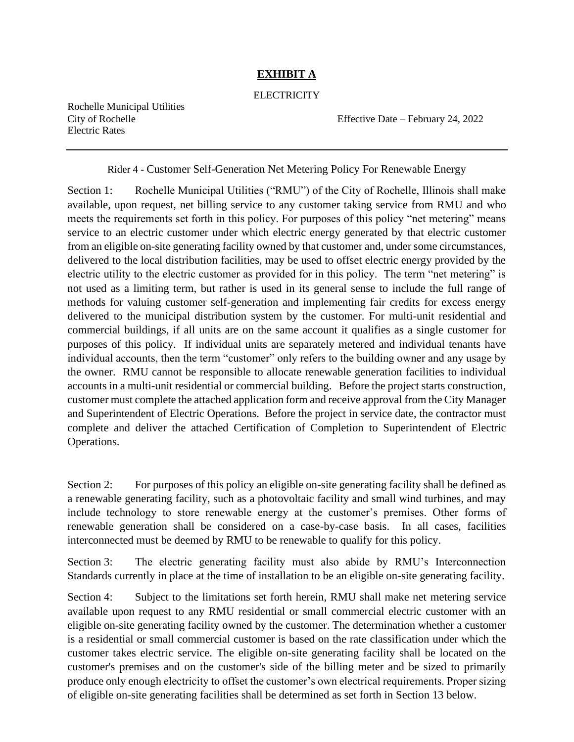# **EXHIBIT A**

ELECTRICITY

Rochelle Municipal Utilities
City of Rochelle — Effective Date – February 24, 2022
Electric Rates

---

Rider 4 - Customer Self-Generation Net Metering Policy For Renewable Energy

Section 1: Rochelle Municipal Utilities ("RMU") of the City of Rochelle, Illinois shall make available, upon request, net billing service to any customer taking service from RMU and who meets the requirements set forth in this policy. For purposes of this policy "net metering" means service to an electric customer under which electric energy generated by that electric customer from an eligible on-site generating facility owned by that customer and, under some circumstances, delivered to the local distribution facilities, may be used to offset electric energy provided by the electric utility to the electric customer as provided for in this policy. The term "net metering" is not used as a limiting term, but rather is used in its general sense to include the full range of methods for valuing customer self-generation and implementing fair credits for excess energy delivered to the municipal distribution system by the customer. For multi-unit residential and commercial buildings, if all units are on the same account it qualifies as a single customer for purposes of this policy. If individual units are separately metered and individual tenants have individual accounts, then the term "customer" only refers to the building owner and any usage by the owner. RMU cannot be responsible to allocate renewable generation facilities to individual accounts in a multi-unit residential or commercial building. Before the project starts construction, customer must complete the attached application form and receive approval from the City Manager and Superintendent of Electric Operations. Before the project in service date, the contractor must complete and deliver the attached Certification of Completion to Superintendent of Electric Operations.

Section 2: For purposes of this policy an eligible on-site generating facility shall be defined as a renewable generating facility, such as a photovoltaic facility and small wind turbines, and may include technology to store renewable energy at the customer's premises. Other forms of renewable generation shall be considered on a case-by-case basis. In all cases, facilities interconnected must be deemed by RMU to be renewable to qualify for this policy.

Section 3: The electric generating facility must also abide by RMU's Interconnection Standards currently in place at the time of installation to be an eligible on-site generating facility.

Section 4: Subject to the limitations set forth herein, RMU shall make net metering service available upon request to any RMU residential or small commercial electric customer with an eligible on-site generating facility owned by the customer. The determination whether a customer is a residential or small commercial customer is based on the rate classification under which the customer takes electric service. The eligible on-site generating facility shall be located on the customer's premises and on the customer's side of the billing meter and be sized to primarily produce only enough electricity to offset the customer's own electrical requirements. Proper sizing of eligible on-site generating facilities shall be determined as set forth in Section 13 below.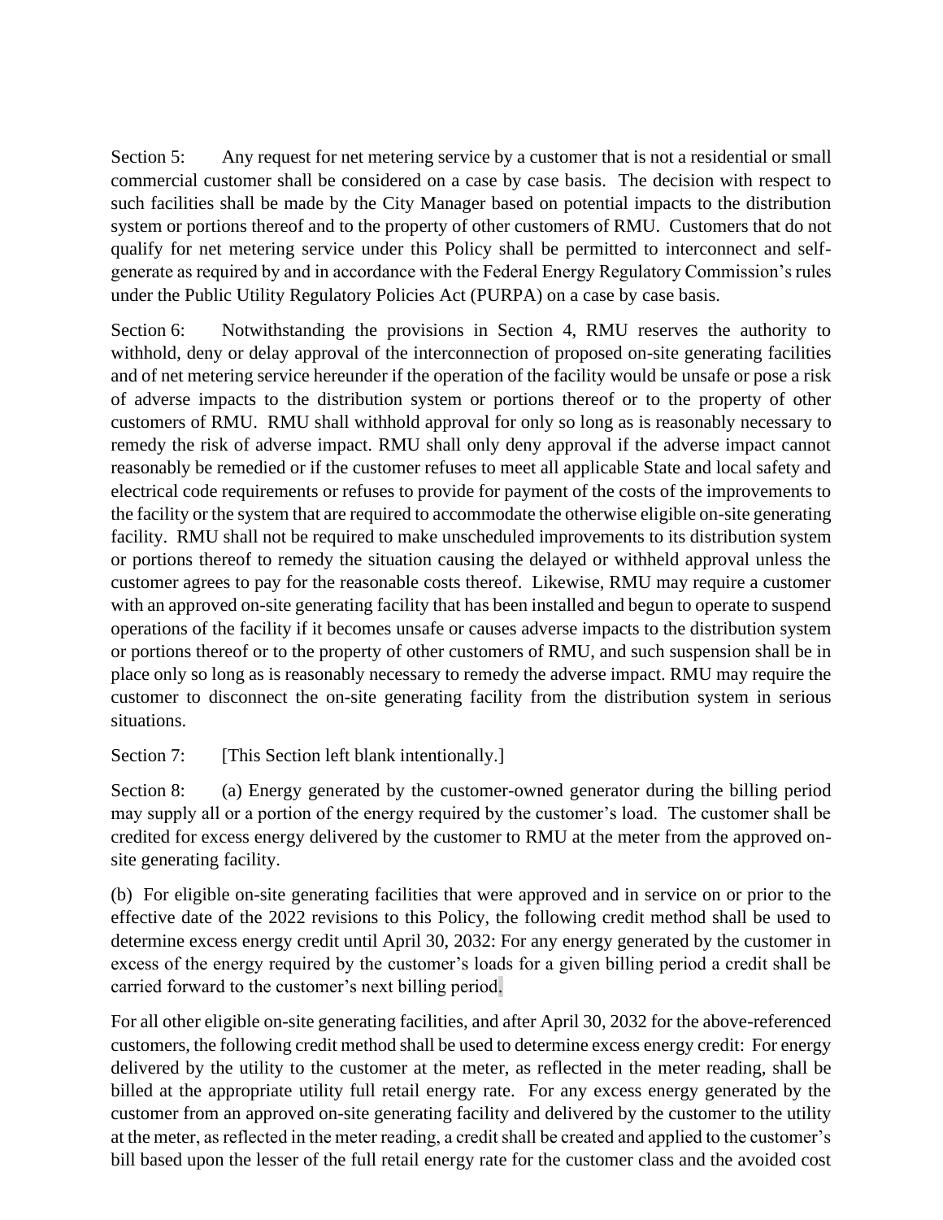Section 5: Any request for net metering service by a customer that is not a residential or small commercial customer shall be considered on a case by case basis. The decision with respect to such facilities shall be made by the City Manager based on potential impacts to the distribution system or portions thereof and to the property of other customers of RMU. Customers that do not qualify for net metering service under this Policy shall be permitted to interconnect and self-generate as required by and in accordance with the Federal Energy Regulatory Commission's rules under the Public Utility Regulatory Policies Act (PURPA) on a case by case basis.

Section 6: Notwithstanding the provisions in Section 4, RMU reserves the authority to withhold, deny or delay approval of the interconnection of proposed on-site generating facilities and of net metering service hereunder if the operation of the facility would be unsafe or pose a risk of adverse impacts to the distribution system or portions thereof or to the property of other customers of RMU. RMU shall withhold approval for only so long as is reasonably necessary to remedy the risk of adverse impact. RMU shall only deny approval if the adverse impact cannot reasonably be remedied or if the customer refuses to meet all applicable State and local safety and electrical code requirements or refuses to provide for payment of the costs of the improvements to the facility or the system that are required to accommodate the otherwise eligible on-site generating facility. RMU shall not be required to make unscheduled improvements to its distribution system or portions thereof to remedy the situation causing the delayed or withheld approval unless the customer agrees to pay for the reasonable costs thereof. Likewise, RMU may require a customer with an approved on-site generating facility that has been installed and begun to operate to suspend operations of the facility if it becomes unsafe or causes adverse impacts to the distribution system or portions thereof or to the property of other customers of RMU, and such suspension shall be in place only so long as is reasonably necessary to remedy the adverse impact. RMU may require the customer to disconnect the on-site generating facility from the distribution system in serious situations.

Section 7: [This Section left blank intentionally.]

Section 8: (a) Energy generated by the customer-owned generator during the billing period may supply all or a portion of the energy required by the customer's load. The customer shall be credited for excess energy delivered by the customer to RMU at the meter from the approved on-site generating facility.

(b) For eligible on-site generating facilities that were approved and in service on or prior to the effective date of the 2022 revisions to this Policy, the following credit method shall be used to determine excess energy credit until April 30, 2032: For any energy generated by the customer in excess of the energy required by the customer's loads for a given billing period a credit shall be carried forward to the customer's next billing period.

For all other eligible on-site generating facilities, and after April 30, 2032 for the above-referenced customers, the following credit method shall be used to determine excess energy credit: For energy delivered by the utility to the customer at the meter, as reflected in the meter reading, shall be billed at the appropriate utility full retail energy rate. For any excess energy generated by the customer from an approved on-site generating facility and delivered by the customer to the utility at the meter, as reflected in the meter reading, a credit shall be created and applied to the customer's bill based upon the lesser of the full retail energy rate for the customer class and the avoided cost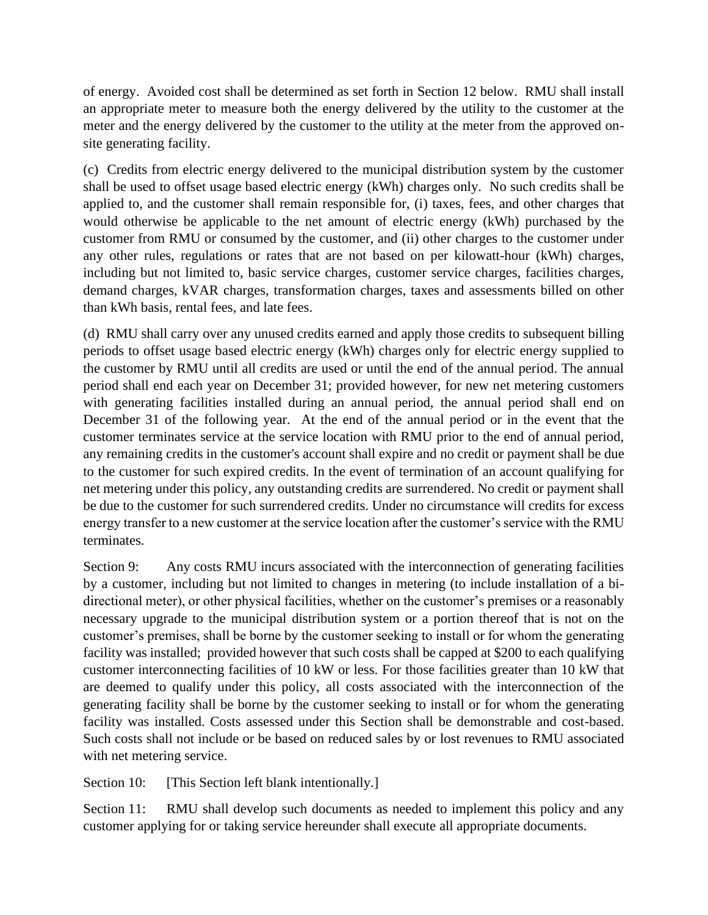of energy. Avoided cost shall be determined as set forth in Section 12 below. RMU shall install an appropriate meter to measure both the energy delivered by the utility to the customer at the meter and the energy delivered by the customer to the utility at the meter from the approved on-site generating facility.

(c) Credits from electric energy delivered to the municipal distribution system by the customer shall be used to offset usage based electric energy (kWh) charges only. No such credits shall be applied to, and the customer shall remain responsible for, (i) taxes, fees, and other charges that would otherwise be applicable to the net amount of electric energy (kWh) purchased by the customer from RMU or consumed by the customer, and (ii) other charges to the customer under any other rules, regulations or rates that are not based on per kilowatt-hour (kWh) charges, including but not limited to, basic service charges, customer service charges, facilities charges, demand charges, kVAR charges, transformation charges, taxes and assessments billed on other than kWh basis, rental fees, and late fees.

(d) RMU shall carry over any unused credits earned and apply those credits to subsequent billing periods to offset usage based electric energy (kWh) charges only for electric energy supplied to the customer by RMU until all credits are used or until the end of the annual period. The annual period shall end each year on December 31; provided however, for new net metering customers with generating facilities installed during an annual period, the annual period shall end on December 31 of the following year. At the end of the annual period or in the event that the customer terminates service at the service location with RMU prior to the end of annual period, any remaining credits in the customer's account shall expire and no credit or payment shall be due to the customer for such expired credits. In the event of termination of an account qualifying for net metering under this policy, any outstanding credits are surrendered. No credit or payment shall be due to the customer for such surrendered credits. Under no circumstance will credits for excess energy transfer to a new customer at the service location after the customer's service with the RMU terminates.

Section 9: Any costs RMU incurs associated with the interconnection of generating facilities by a customer, including but not limited to changes in metering (to include installation of a bi-directional meter), or other physical facilities, whether on the customer's premises or a reasonably necessary upgrade to the municipal distribution system or a portion thereof that is not on the customer's premises, shall be borne by the customer seeking to install or for whom the generating facility was installed; provided however that such costs shall be capped at $200 to each qualifying customer interconnecting facilities of 10 kW or less. For those facilities greater than 10 kW that are deemed to qualify under this policy, all costs associated with the interconnection of the generating facility shall be borne by the customer seeking to install or for whom the generating facility was installed. Costs assessed under this Section shall be demonstrable and cost-based. Such costs shall not include or be based on reduced sales by or lost revenues to RMU associated with net metering service.

Section 10: [This Section left blank intentionally.]

Section 11: RMU shall develop such documents as needed to implement this policy and any customer applying for or taking service hereunder shall execute all appropriate documents.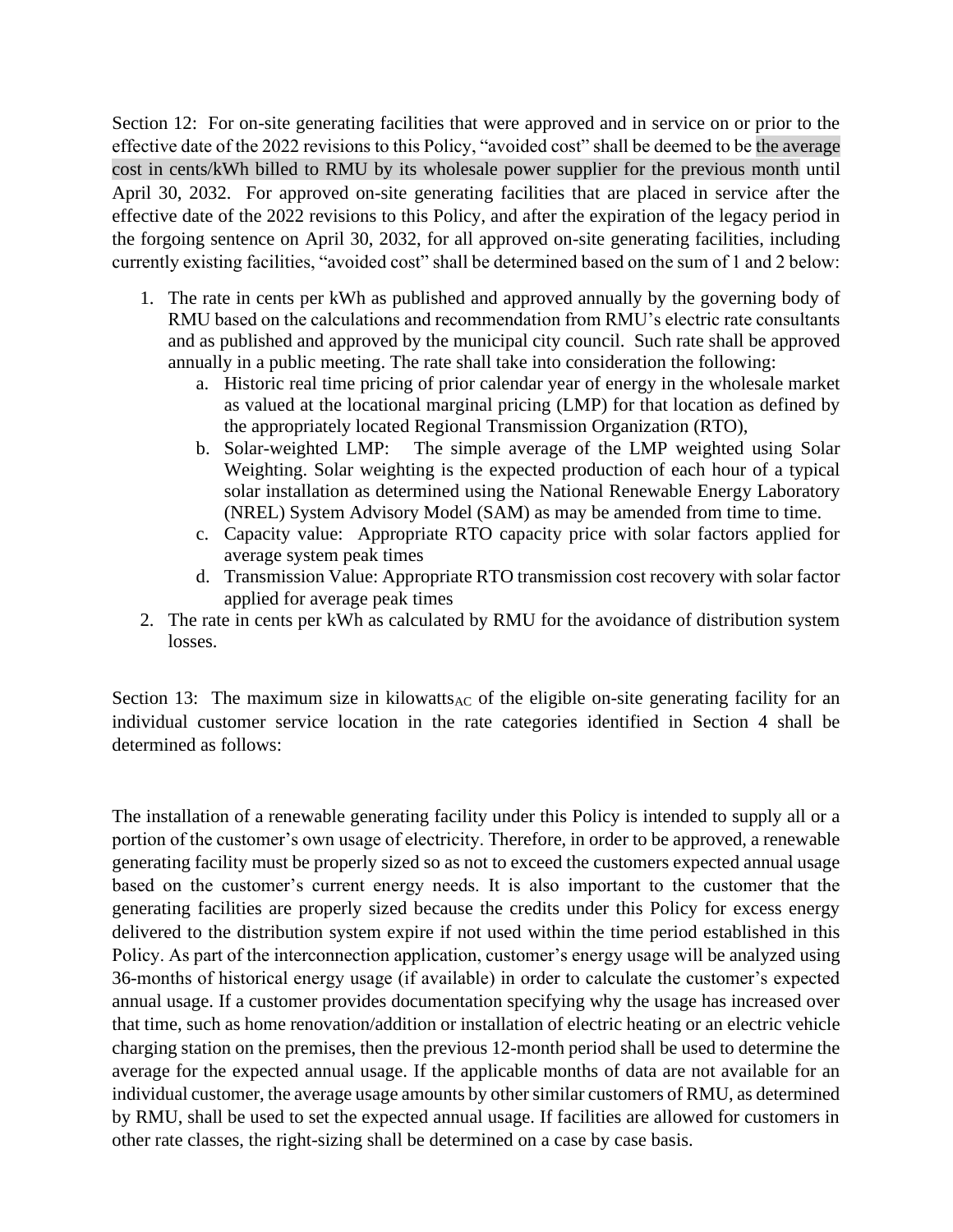Section 12: For on-site generating facilities that were approved and in service on or prior to the effective date of the 2022 revisions to this Policy, "avoided cost" shall be deemed to be the average cost in cents/kWh billed to RMU by its wholesale power supplier for the previous month until April 30, 2032. For approved on-site generating facilities that are placed in service after the effective date of the 2022 revisions to this Policy, and after the expiration of the legacy period in the forgoing sentence on April 30, 2032, for all approved on-site generating facilities, including currently existing facilities, "avoided cost" shall be determined based on the sum of 1 and 2 below:

1. The rate in cents per kWh as published and approved annually by the governing body of RMU based on the calculations and recommendation from RMU's electric rate consultants and as published and approved by the municipal city council. Such rate shall be approved annually in a public meeting. The rate shall take into consideration the following:
   a. Historic real time pricing of prior calendar year of energy in the wholesale market as valued at the locational marginal pricing (LMP) for that location as defined by the appropriately located Regional Transmission Organization (RTO),
   b. Solar-weighted LMP: The simple average of the LMP weighted using Solar Weighting. Solar weighting is the expected production of each hour of a typical solar installation as determined using the National Renewable Energy Laboratory (NREL) System Advisory Model (SAM) as may be amended from time to time.
   c. Capacity value: Appropriate RTO capacity price with solar factors applied for average system peak times
   d. Transmission Value: Appropriate RTO transmission cost recovery with solar factor applied for average peak times
2. The rate in cents per kWh as calculated by RMU for the avoidance of distribution system losses.

Section 13: The maximum size in kilowatts$_{AC}$ of the eligible on-site generating facility for an individual customer service location in the rate categories identified in Section 4 shall be determined as follows:

The installation of a renewable generating facility under this Policy is intended to supply all or a portion of the customer's own usage of electricity. Therefore, in order to be approved, a renewable generating facility must be properly sized so as not to exceed the customers expected annual usage based on the customer's current energy needs. It is also important to the customer that the generating facilities are properly sized because the credits under this Policy for excess energy delivered to the distribution system expire if not used within the time period established in this Policy. As part of the interconnection application, customer's energy usage will be analyzed using 36-months of historical energy usage (if available) in order to calculate the customer's expected annual usage. If a customer provides documentation specifying why the usage has increased over that time, such as home renovation/addition or installation of electric heating or an electric vehicle charging station on the premises, then the previous 12-month period shall be used to determine the average for the expected annual usage. If the applicable months of data are not available for an individual customer, the average usage amounts by other similar customers of RMU, as determined by RMU, shall be used to set the expected annual usage. If facilities are allowed for customers in other rate classes, the right-sizing shall be determined on a case by case basis.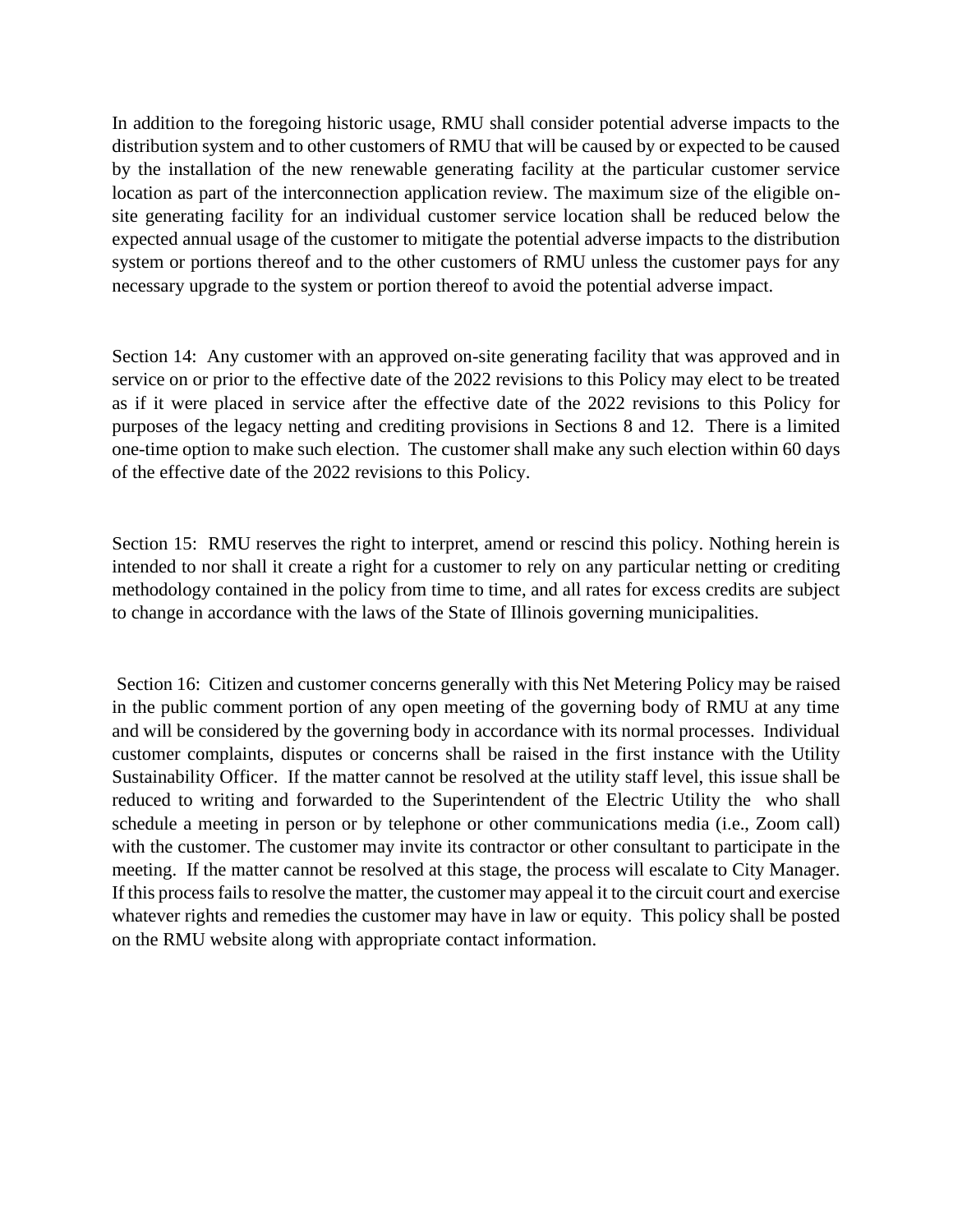In addition to the foregoing historic usage, RMU shall consider potential adverse impacts to the distribution system and to other customers of RMU that will be caused by or expected to be caused by the installation of the new renewable generating facility at the particular customer service location as part of the interconnection application review. The maximum size of the eligible on-site generating facility for an individual customer service location shall be reduced below the expected annual usage of the customer to mitigate the potential adverse impacts to the distribution system or portions thereof and to the other customers of RMU unless the customer pays for any necessary upgrade to the system or portion thereof to avoid the potential adverse impact.

Section 14: Any customer with an approved on-site generating facility that was approved and in service on or prior to the effective date of the 2022 revisions to this Policy may elect to be treated as if it were placed in service after the effective date of the 2022 revisions to this Policy for purposes of the legacy netting and crediting provisions in Sections 8 and 12. There is a limited one-time option to make such election. The customer shall make any such election within 60 days of the effective date of the 2022 revisions to this Policy.

Section 15: RMU reserves the right to interpret, amend or rescind this policy. Nothing herein is intended to nor shall it create a right for a customer to rely on any particular netting or crediting methodology contained in the policy from time to time, and all rates for excess credits are subject to change in accordance with the laws of the State of Illinois governing municipalities.

Section 16: Citizen and customer concerns generally with this Net Metering Policy may be raised in the public comment portion of any open meeting of the governing body of RMU at any time and will be considered by the governing body in accordance with its normal processes. Individual customer complaints, disputes or concerns shall be raised in the first instance with the Utility Sustainability Officer. If the matter cannot be resolved at the utility staff level, this issue shall be reduced to writing and forwarded to the Superintendent of the Electric Utility the who shall schedule a meeting in person or by telephone or other communications media (i.e., Zoom call) with the customer. The customer may invite its contractor or other consultant to participate in the meeting. If the matter cannot be resolved at this stage, the process will escalate to City Manager. If this process fails to resolve the matter, the customer may appeal it to the circuit court and exercise whatever rights and remedies the customer may have in law or equity. This policy shall be posted on the RMU website along with appropriate contact information.